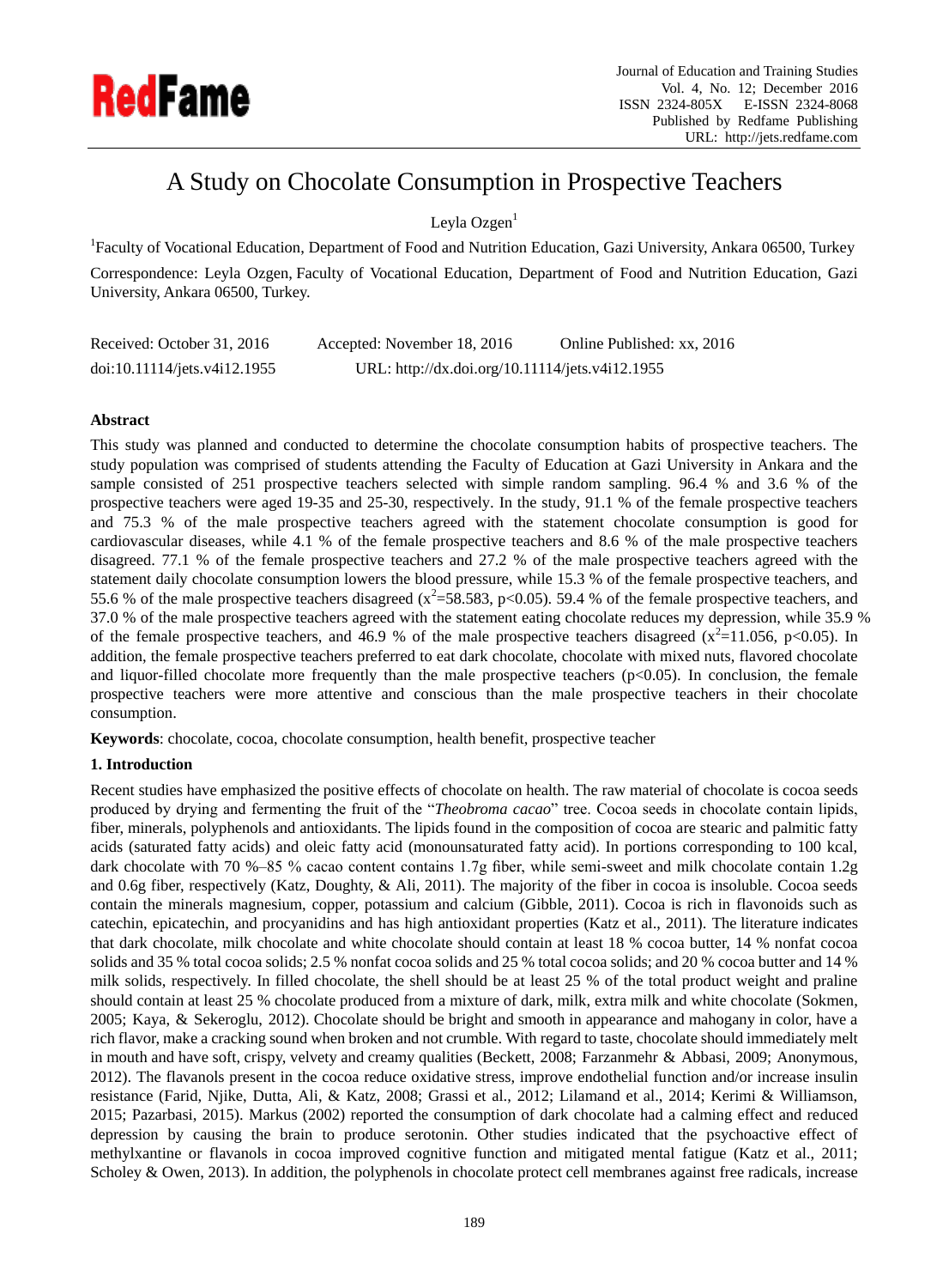# A Study on Chocolate Consumption in Prospective Teachers

Leyla Ozgen[1]

[1]Faculty of Vocational Education, Department of Food and Nutrition Education, Gazi University, Ankara 06500, Turkey

Correspondence: Leyla Ozgen, Faculty of Vocational Education, Department of Food and Nutrition Education, Gazi University, Ankara 06500, Turkey.

Received: October 31, 2016 Accepted: November 18, 2016 Online Published: xx, 2016

doi:10.11114/jets.v4i12.1955 URL: http://dx.doi.org/10.11114/jets.v4i12.1955

## Abstract

This study was planned and conducted to determine the chocolate consumption habits of prospective teachers. The study population was comprised of students attending the Faculty of Education at Gazi University in Ankara and the sample consisted of 251 prospective teachers selected with simple random sampling. 96.4 % and 3.6 % of the prospective teachers were aged 19-35 and 25-30, respectively. In the study, 91.1 % of the female prospective teachers and 75.3 % of the male prospective teachers agreed with the statement chocolate consumption is good for cardiovascular diseases, while 4.1 % of the female prospective teachers and 8.6 % of the male prospective teachers disagreed. 77.1 % of the female prospective teachers and 27.2 % of the male prospective teachers agreed with the statement daily chocolate consumption lowers the blood pressure, while 15.3 % of the female prospective teachers, and 55.6 % of the male prospective teachers disagreed ($x^2$=58.583, $p<0.05$). 59.4 % of the female prospective teachers, and 37.0 % of the male prospective teachers agreed with the statement eating chocolate reduces my depression, while 35.9 % of the female prospective teachers, and 46.9 % of the male prospective teachers disagreed ($x^2$=11.056, $p<0.05$). In addition, the female prospective teachers preferred to eat dark chocolate, chocolate with mixed nuts, flavored chocolate and liquor-filled chocolate more frequently than the male prospective teachers ($p<0.05$). In conclusion, the female prospective teachers were more attentive and conscious than the male prospective teachers in their chocolate consumption.

**Keywords**: chocolate, cocoa, chocolate consumption, health benefit, prospective teacher

## 1. Introduction

Recent studies have emphasized the positive effects of chocolate on health. The raw material of chocolate is cocoa seeds produced by drying and fermenting the fruit of the "*Theobroma cacao*" tree. Cocoa seeds in chocolate contain lipids, fiber, minerals, polyphenols and antioxidants. The lipids found in the composition of cocoa are stearic and palmitic fatty acids (saturated fatty acids) and oleic fatty acid (monounsaturated fatty acid). In portions corresponding to 100 kcal, dark chocolate with 70 %–85 % cacao content contains 1.7g fiber, while semi-sweet and milk chocolate contain 1.2g and 0.6g fiber, respectively (Katz, Doughty, & Ali, 2011). The majority of the fiber in cocoa is insoluble. Cocoa seeds contain the minerals magnesium, copper, potassium and calcium (Gibble, 2011). Cocoa is rich in flavonoids such as catechin, epicatechin, and procyanidins and has high antioxidant properties (Katz et al., 2011). The literature indicates that dark chocolate, milk chocolate and white chocolate should contain at least 18 % cocoa butter, 14 % nonfat cocoa solids and 35 % total cocoa solids; 2.5 % nonfat cocoa solids and 25 % total cocoa solids; and 20 % cocoa butter and 14 % milk solids, respectively. In filled chocolate, the shell should be at least 25 % of the total product weight and praline should contain at least 25 % chocolate produced from a mixture of dark, milk, extra milk and white chocolate (Sokmen, 2005; Kaya, & Sekeroglu, 2012). Chocolate should be bright and smooth in appearance and mahogany in color, have a rich flavor, make a cracking sound when broken and not crumble. With regard to taste, chocolate should immediately melt in mouth and have soft, crispy, velvety and creamy qualities (Beckett, 2008; Farzanmehr & Abbasi, 2009; Anonymous, 2012). The flavanols present in the cocoa reduce oxidative stress, improve endothelial function and/or increase insulin resistance (Farid, Njike, Dutta, Ali, & Katz, 2008; Grassi et al., 2012; Lilamand et al., 2014; Kerimi & Williamson, 2015; Pazarbasi, 2015). Markus (2002) reported the consumption of dark chocolate had a calming effect and reduced depression by causing the brain to produce serotonin. Other studies indicated that the psychoactive effect of methylxantine or flavanols in cocoa improved cognitive function and mitigated mental fatigue (Katz et al., 2011; Scholey & Owen, 2013). In addition, the polyphenols in chocolate protect cell membranes against free radicals, increase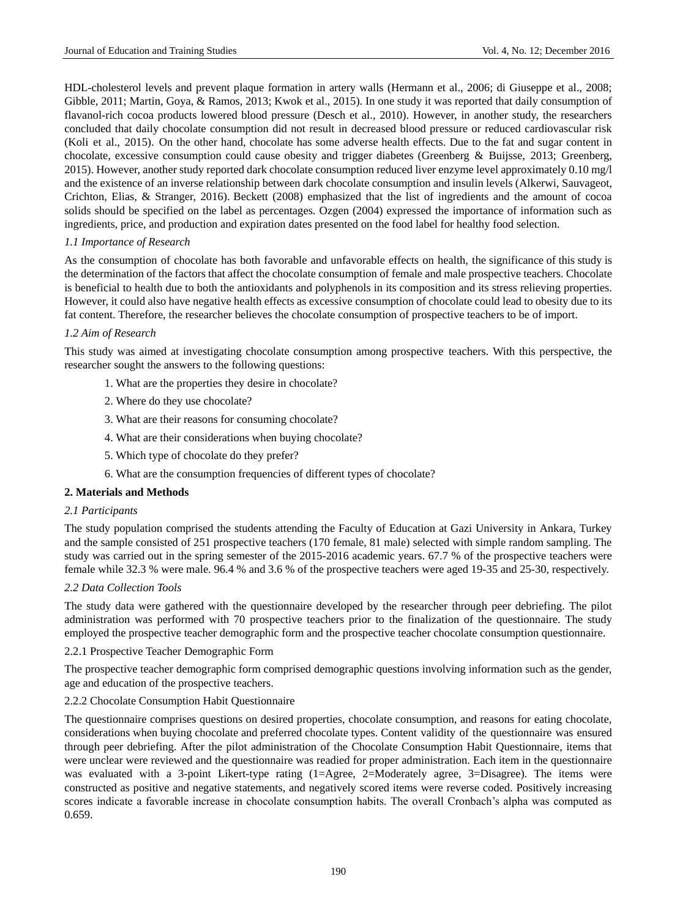HDL-cholesterol levels and prevent plaque formation in artery walls (Hermann et al., 2006; di Giuseppe et al., 2008; Gibble, 2011; Martin, Goya, & Ramos, 2013; Kwok et al., 2015). In one study it was reported that daily consumption of flavanol-rich cocoa products lowered blood pressure (Desch et al., 2010). However, in another study, the researchers concluded that daily chocolate consumption did not result in decreased blood pressure or reduced cardiovascular risk (Koli et al., 2015). On the other hand, chocolate has some adverse health effects. Due to the fat and sugar content in chocolate, excessive consumption could cause obesity and trigger diabetes (Greenberg & Buijsse, 2013; Greenberg, 2015). However, another study reported dark chocolate consumption reduced liver enzyme level approximately 0.10 mg/l and the existence of an inverse relationship between dark chocolate consumption and insulin levels (Alkerwi, Sauvageot, Crichton, Elias, & Stranger, 2016). Beckett (2008) emphasized that the list of ingredients and the amount of cocoa solids should be specified on the label as percentages. Ozgen (2004) expressed the importance of information such as ingredients, price, and production and expiration dates presented on the food label for healthy food selection.

### *1.1 Importance of Research*

As the consumption of chocolate has both favorable and unfavorable effects on health, the significance of this study is the determination of the factors that affect the chocolate consumption of female and male prospective teachers. Chocolate is beneficial to health due to both the antioxidants and polyphenols in its composition and its stress relieving properties. However, it could also have negative health effects as excessive consumption of chocolate could lead to obesity due to its fat content. Therefore, the researcher believes the chocolate consumption of prospective teachers to be of import.

### *1.2 Aim of Research*

This study was aimed at investigating chocolate consumption among prospective teachers. With this perspective, the researcher sought the answers to the following questions:

1. What are the properties they desire in chocolate?
2. Where do they use chocolate?
3. What are their reasons for consuming chocolate?
4. What are their considerations when buying chocolate?
5. Which type of chocolate do they prefer?
6. What are the consumption frequencies of different types of chocolate?

## 2. Materials and Methods

### *2.1 Participants*

The study population comprised the students attending the Faculty of Education at Gazi University in Ankara, Turkey and the sample consisted of 251 prospective teachers (170 female, 81 male) selected with simple random sampling. The study was carried out in the spring semester of the 2015-2016 academic years. 67.7 % of the prospective teachers were female while 32.3 % were male. 96.4 % and 3.6 % of the prospective teachers were aged 19-35 and 25-30, respectively.

### *2.2 Data Collection Tools*

The study data were gathered with the questionnaire developed by the researcher through peer debriefing. The pilot administration was performed with 70 prospective teachers prior to the finalization of the questionnaire. The study employed the prospective teacher demographic form and the prospective teacher chocolate consumption questionnaire.

#### 2.2.1 Prospective Teacher Demographic Form

The prospective teacher demographic form comprised demographic questions involving information such as the gender, age and education of the prospective teachers.

#### 2.2.2 Chocolate Consumption Habit Questionnaire

The questionnaire comprises questions on desired properties, chocolate consumption, and reasons for eating chocolate, considerations when buying chocolate and preferred chocolate types. Content validity of the questionnaire was ensured through peer debriefing. After the pilot administration of the Chocolate Consumption Habit Questionnaire, items that were unclear were reviewed and the questionnaire was readied for proper administration. Each item in the questionnaire was evaluated with a 3-point Likert-type rating (1=Agree, 2=Moderately agree, 3=Disagree). The items were constructed as positive and negative statements, and negatively scored items were reverse coded. Positively increasing scores indicate a favorable increase in chocolate consumption habits. The overall Cronbach's alpha was computed as 0.659.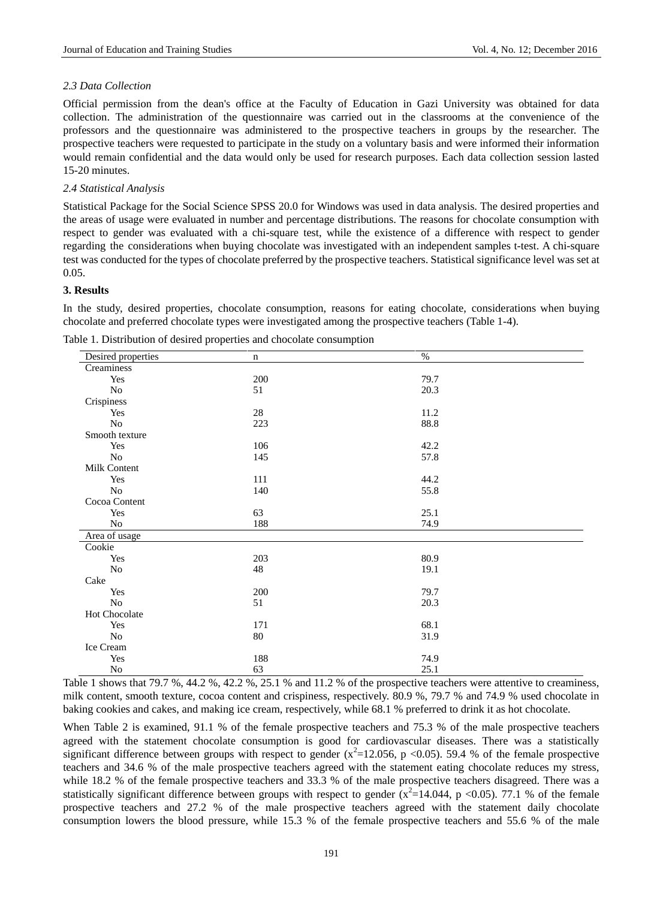### *2.3 Data Collection*

Official permission from the dean's office at the Faculty of Education in Gazi University was obtained for data collection. The administration of the questionnaire was carried out in the classrooms at the convenience of the professors and the questionnaire was administered to the prospective teachers in groups by the researcher. The prospective teachers were requested to participate in the study on a voluntary basis and were informed their information would remain confidential and the data would only be used for research purposes. Each data collection session lasted 15-20 minutes.

### *2.4 Statistical Analysis*

Statistical Package for the Social Science SPSS 20.0 for Windows was used in data analysis. The desired properties and the areas of usage were evaluated in number and percentage distributions. The reasons for chocolate consumption with respect to gender was evaluated with a chi-square test, while the existence of a difference with respect to gender regarding the considerations when buying chocolate was investigated with an independent samples t-test. A chi-square test was conducted for the types of chocolate preferred by the prospective teachers. Statistical significance level was set at 0.05.

## 3. Results

In the study, desired properties, chocolate consumption, reasons for eating chocolate, considerations when buying chocolate and preferred chocolate types were investigated among the prospective teachers (Table 1-4).

Table 1. Distribution of desired properties and chocolate consumption

| Desired properties | n | % |
|---|---|---|
| Creaminess | | |
| Yes | 200 | 79.7 |
| No | 51 | 20.3 |
| Crispiness | | |
| Yes | 28 | 11.2 |
| No | 223 | 88.8 |
| Smooth texture | | |
| Yes | 106 | 42.2 |
| No | 145 | 57.8 |
| Milk Content | | |
| Yes | 111 | 44.2 |
| No | 140 | 55.8 |
| Cocoa Content | | |
| Yes | 63 | 25.1 |
| No | 188 | 74.9 |
| **Area of usage** | | |
| Cookie | | |
| Yes | 203 | 80.9 |
| No | 48 | 19.1 |
| Cake | | |
| Yes | 200 | 79.7 |
| No | 51 | 20.3 |
| Hot Chocolate | | |
| Yes | 171 | 68.1 |
| No | 80 | 31.9 |
| Ice Cream | | |
| Yes | 188 | 74.9 |
| No | 63 | 25.1 |

Table 1 shows that 79.7 %, 44.2 %, 42.2 %, 25.1 % and 11.2 % of the prospective teachers were attentive to creaminess, milk content, smooth texture, cocoa content and crispiness, respectively. 80.9 %, 79.7 % and 74.9 % used chocolate in baking cookies and cakes, and making ice cream, respectively, while 68.1 % preferred to drink it as hot chocolate.

When Table 2 is examined, 91.1 % of the female prospective teachers and 75.3 % of the male prospective teachers agreed with the statement chocolate consumption is good for cardiovascular diseases. There was a statistically significant difference between groups with respect to gender ($x^2$=12.056, p <0.05). 59.4 % of the female prospective teachers and 34.6 % of the male prospective teachers agreed with the statement eating chocolate reduces my stress, while 18.2 % of the female prospective teachers and 33.3 % of the male prospective teachers disagreed. There was a statistically significant difference between groups with respect to gender ($x^2$=14.044, p <0.05). 77.1 % of the female prospective teachers and 27.2 % of the male prospective teachers agreed with the statement daily chocolate consumption lowers the blood pressure, while 15.3 % of the female prospective teachers and 55.6 % of the male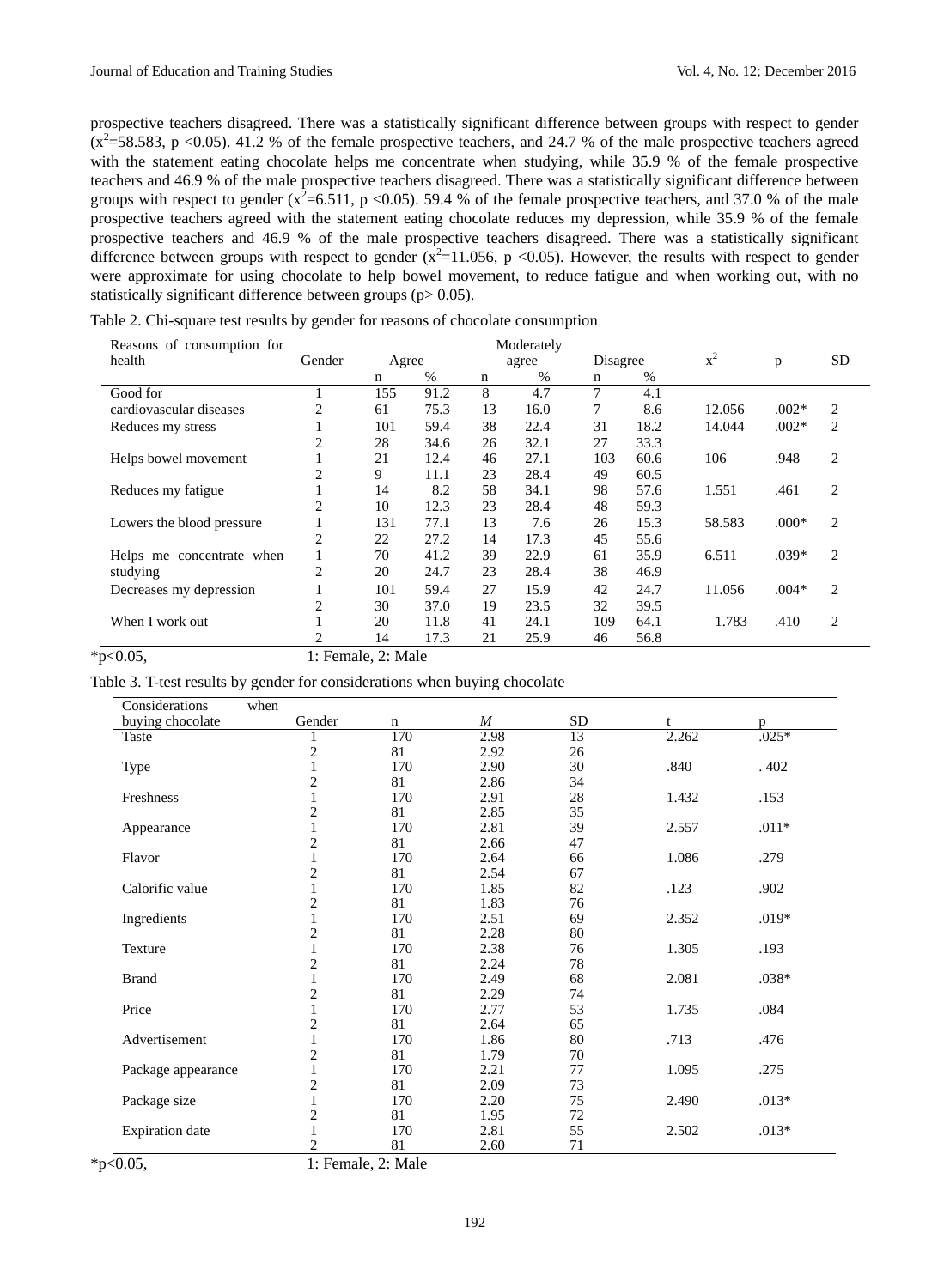prospective teachers disagreed. There was a statistically significant difference between groups with respect to gender ($x^2$=58.583, p <0.05). 41.2 % of the female prospective teachers, and 24.7 % of the male prospective teachers agreed with the statement eating chocolate helps me concentrate when studying, while 35.9 % of the female prospective teachers and 46.9 % of the male prospective teachers disagreed. There was a statistically significant difference between groups with respect to gender ($x^2$=6.511, p <0.05). 59.4 % of the female prospective teachers, and 37.0 % of the male prospective teachers agreed with the statement eating chocolate reduces my depression, while 35.9 % of the female prospective teachers and 46.9 % of the male prospective teachers disagreed. There was a statistically significant difference between groups with respect to gender ($x^2$=11.056, p <0.05). However, the results with respect to gender were approximate for using chocolate to help bowel movement, to reduce fatigue and when working out, with no statistically significant difference between groups (p> 0.05).

Table 2. Chi-square test results by gender for reasons of chocolate consumption

| Reasons of consumption for health | Gender | Agree | | Moderately agree | | Disagree | | $x^2$ | p | SD |
|---|---|---|---|---|---|---|---|---|---|---|
| | | n | % | n | % | n | % | | | |
| Good for cardiovascular diseases | 1 | 155 | 91.2 | 8 | 4.7 | 7 | 4.1 | | | |
| | 2 | 61 | 75.3 | 13 | 16.0 | 7 | 8.6 | 12.056 | .002* | 2 |
| Reduces my stress | 1 | 101 | 59.4 | 38 | 22.4 | 31 | 18.2 | 14.044 | .002* | 2 |
| | 2 | 28 | 34.6 | 26 | 32.1 | 27 | 33.3 | | | |
| Helps bowel movement | 1 | 21 | 12.4 | 46 | 27.1 | 103 | 60.6 | 106 | .948 | 2 |
| | 2 | 9 | 11.1 | 23 | 28.4 | 49 | 60.5 | | | |
| Reduces my fatigue | 1 | 14 | 8.2 | 58 | 34.1 | 98 | 57.6 | 1.551 | .461 | 2 |
| | 2 | 10 | 12.3 | 23 | 28.4 | 48 | 59.3 | | | |
| Lowers the blood pressure | 1 | 131 | 77.1 | 13 | 7.6 | 26 | 15.3 | 58.583 | .000* | 2 |
| | 2 | 22 | 27.2 | 14 | 17.3 | 45 | 55.6 | | | |
| Helps me concentrate when studying | 1 | 70 | 41.2 | 39 | 22.9 | 61 | 35.9 | 6.511 | .039* | 2 |
| | 2 | 20 | 24.7 | 23 | 28.4 | 38 | 46.9 | | | |
| Decreases my depression | 1 | 101 | 59.4 | 27 | 15.9 | 42 | 24.7 | 11.056 | .004* | 2 |
| | 2 | 30 | 37.0 | 19 | 23.5 | 32 | 39.5 | | | |
| When I work out | 1 | 20 | 11.8 | 41 | 24.1 | 109 | 64.1 | 1.783 | .410 | 2 |
| | 2 | 14 | 17.3 | 21 | 25.9 | 46 | 56.8 | | | |

*p<0.05, 1: Female, 2: Male

Table 3. T-test results by gender for considerations when buying chocolate

| Considerations when buying chocolate | Gender | n | *M* | SD | t | p |
|---|---|---|---|---|---|---|
| Taste | 1 | 170 | 2.98 | 13 | 2.262 | .025* |
| | 2 | 81 | 2.92 | 26 | | |
| Type | 1 | 170 | 2.90 | 30 | .840 | . 402 |
| | 2 | 81 | 2.86 | 34 | | |
| Freshness | 1 | 170 | 2.91 | 28 | 1.432 | .153 |
| | 2 | 81 | 2.85 | 35 | | |
| Appearance | 1 | 170 | 2.81 | 39 | 2.557 | .011* |
| | 2 | 81 | 2.66 | 47 | | |
| Flavor | 1 | 170 | 2.64 | 66 | 1.086 | .279 |
| | 2 | 81 | 2.54 | 67 | | |
| Calorific value | 1 | 170 | 1.85 | 82 | .123 | .902 |
| | 2 | 81 | 1.83 | 76 | | |
| Ingredients | 1 | 170 | 2.51 | 69 | 2.352 | .019* |
| | 2 | 81 | 2.28 | 80 | | |
| Texture | 1 | 170 | 2.38 | 76 | 1.305 | .193 |
| | 2 | 81 | 2.24 | 78 | | |
| Brand | 1 | 170 | 2.49 | 68 | 2.081 | .038* |
| | 2 | 81 | 2.29 | 74 | | |
| Price | 1 | 170 | 2.77 | 53 | 1.735 | .084 |
| | 2 | 81 | 2.64 | 65 | | |
| Advertisement | 1 | 170 | 1.86 | 80 | .713 | .476 |
| | 2 | 81 | 1.79 | 70 | | |
| Package appearance | 1 | 170 | 2.21 | 77 | 1.095 | .275 |
| | 2 | 81 | 2.09 | 73 | | |
| Package size | 1 | 170 | 2.20 | 75 | 2.490 | .013* |
| | 2 | 81 | 1.95 | 72 | | |
| Expiration date | 1 | 170 | 2.81 | 55 | 2.502 | .013* |
| | 2 | 81 | 2.60 | 71 | | |

*p<0.05, 1: Female, 2: Male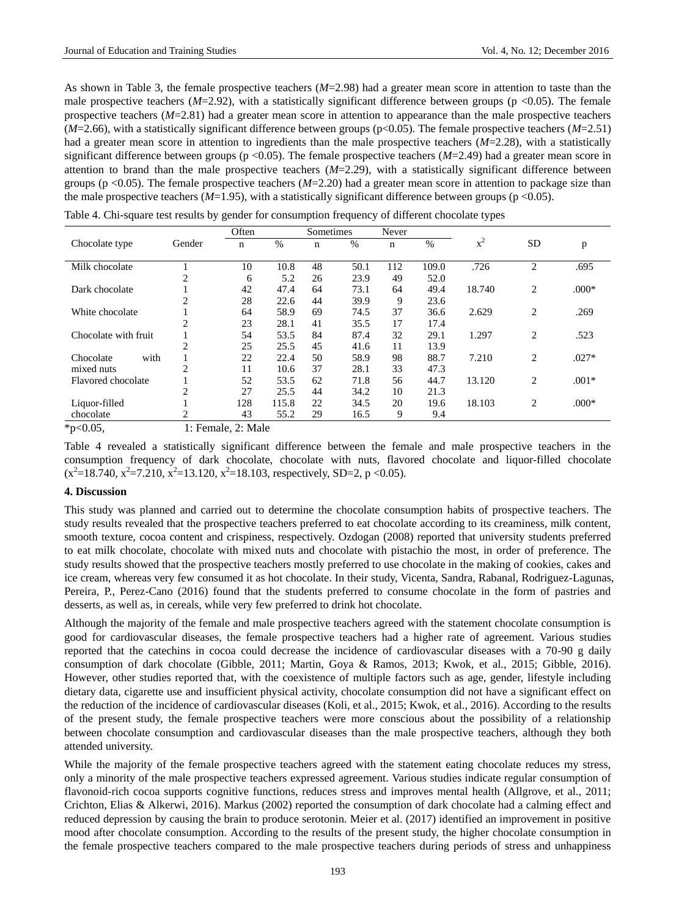As shown in Table 3, the female prospective teachers (*M*=2.98) had a greater mean score in attention to taste than the male prospective teachers (*M*=2.92), with a statistically significant difference between groups ($p < 0.05$). The female prospective teachers (*M*=2.81) had a greater mean score in attention to appearance than the male prospective teachers (*M*=2.66), with a statistically significant difference between groups ($p<0.05$). The female prospective teachers (*M*=2.51) had a greater mean score in attention to ingredients than the male prospective teachers (*M*=2.28), with a statistically significant difference between groups ($p < 0.05$). The female prospective teachers (*M*=2.49) had a greater mean score in attention to brand than the male prospective teachers (*M*=2.29), with a statistically significant difference between groups ($p < 0.05$). The female prospective teachers (*M*=2.20) had a greater mean score in attention to package size than the male prospective teachers (*M*=1.95), with a statistically significant difference between groups ($p < 0.05$).

Table 4. Chi-square test results by gender for consumption frequency of different chocolate types

| Chocolate type | Gender | Often | | Sometimes | | Never | | $x^2$ | SD | p |
|---|---|---|---|---|---|---|---|---|---|---|
| | | n | % | n | % | n | % | | | |
| Milk chocolate | 1 | 10 | 10.8 | 48 | 50.1 | 112 | 109.0 | .726 | 2 | .695 |
| | 2 | 6 | 5.2 | 26 | 23.9 | 49 | 52.0 | | | |
| Dark chocolate | 1 | 42 | 47.4 | 64 | 73.1 | 64 | 49.4 | 18.740 | 2 | .000* |
| | 2 | 28 | 22.6 | 44 | 39.9 | 9 | 23.6 | | | |
| White chocolate | 1 | 64 | 58.9 | 69 | 74.5 | 37 | 36.6 | 2.629 | 2 | .269 |
| | 2 | 23 | 28.1 | 41 | 35.5 | 17 | 17.4 | | | |
| Chocolate with fruit | 1 | 54 | 53.5 | 84 | 87.4 | 32 | 29.1 | 1.297 | 2 | .523 |
| | 2 | 25 | 25.5 | 45 | 41.6 | 11 | 13.9 | | | |
| Chocolate with mixed nuts | 1 | 22 | 22.4 | 50 | 58.9 | 98 | 88.7 | 7.210 | 2 | .027* |
| | 2 | 11 | 10.6 | 37 | 28.1 | 33 | 47.3 | | | |
| Flavored chocolate | 1 | 52 | 53.5 | 62 | 71.8 | 56 | 44.7 | 13.120 | 2 | .001* |
| | 2 | 27 | 25.5 | 44 | 34.2 | 10 | 21.3 | | | |
| Liquor-filled chocolate | 1 | 128 | 115.8 | 22 | 34.5 | 20 | 19.6 | 18.103 | 2 | .000* |
| | 2 | 43 | 55.2 | 29 | 16.5 | 9 | 9.4 | | | |

*p<0.05, 1: Female, 2: Male

Table 4 revealed a statistically significant difference between the female and male prospective teachers in the consumption frequency of dark chocolate, chocolate with nuts, flavored chocolate and liquor-filled chocolate ($x^2$=18.740, $x^2$=7.210, $x^2$=13.120, $x^2$=18.103, respectively, SD=2, $p < 0.05$).

## 4. Discussion

This study was planned and carried out to determine the chocolate consumption habits of prospective teachers. The study results revealed that the prospective teachers preferred to eat chocolate according to its creaminess, milk content, smooth texture, cocoa content and crispiness, respectively. Ozdogan (2008) reported that university students preferred to eat milk chocolate, chocolate with mixed nuts and chocolate with pistachio the most, in order of preference. The study results showed that the prospective teachers mostly preferred to use chocolate in the making of cookies, cakes and ice cream, whereas very few consumed it as hot chocolate. In their study, Vicenta, Sandra, Rabanal, Rodriguez-Lagunas, Pereira, P., Perez-Cano (2016) found that the students preferred to consume chocolate in the form of pastries and desserts, as well as, in cereals, while very few preferred to drink hot chocolate.

Although the majority of the female and male prospective teachers agreed with the statement chocolate consumption is good for cardiovascular diseases, the female prospective teachers had a higher rate of agreement. Various studies reported that the catechins in cocoa could decrease the incidence of cardiovascular diseases with a 70-90 g daily consumption of dark chocolate (Gibble, 2011; Martin, Goya & Ramos, 2013; Kwok, et al., 2015; Gibble, 2016). However, other studies reported that, with the coexistence of multiple factors such as age, gender, lifestyle including dietary data, cigarette use and insufficient physical activity, chocolate consumption did not have a significant effect on the reduction of the incidence of cardiovascular diseases (Koli, et al., 2015; Kwok, et al., 2016). According to the results of the present study, the female prospective teachers were more conscious about the possibility of a relationship between chocolate consumption and cardiovascular diseases than the male prospective teachers, although they both attended university.

While the majority of the female prospective teachers agreed with the statement eating chocolate reduces my stress, only a minority of the male prospective teachers expressed agreement. Various studies indicate regular consumption of flavonoid-rich cocoa supports cognitive functions, reduces stress and improves mental health (Allgrove, et al., 2011; Crichton, Elias & Alkerwi, 2016). Markus (2002) reported the consumption of dark chocolate had a calming effect and reduced depression by causing the brain to produce serotonin. Meier et al. (2017) identified an improvement in positive mood after chocolate consumption. According to the results of the present study, the higher chocolate consumption in the female prospective teachers compared to the male prospective teachers during periods of stress and unhappiness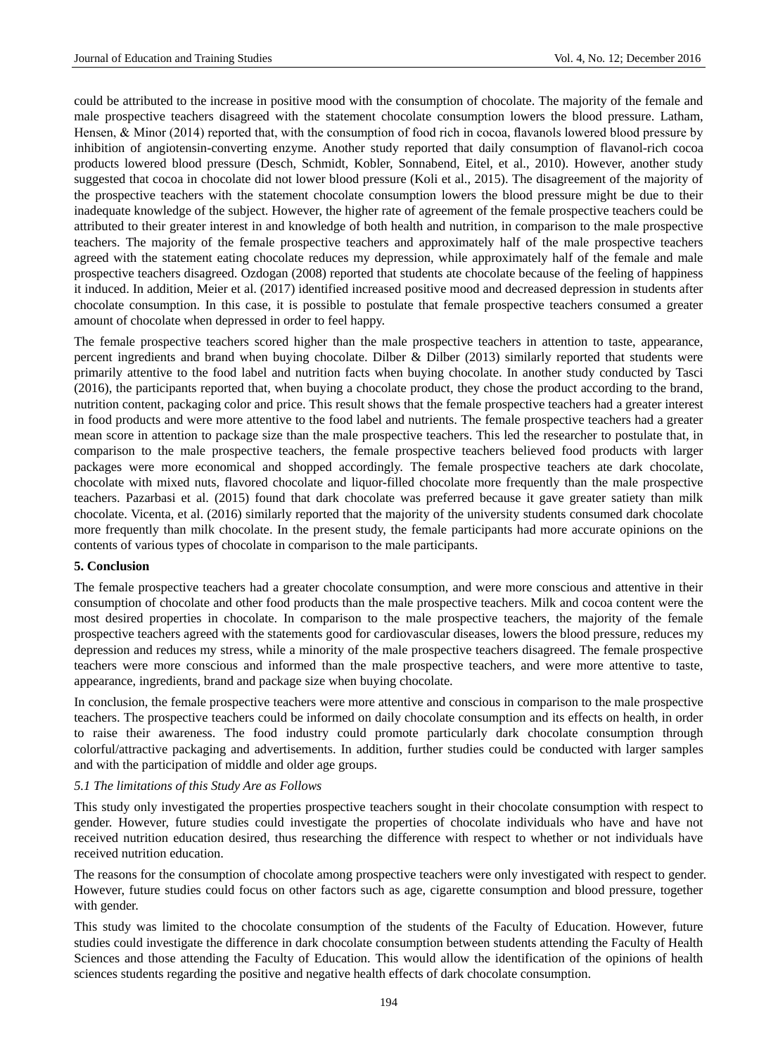could be attributed to the increase in positive mood with the consumption of chocolate. The majority of the female and male prospective teachers disagreed with the statement chocolate consumption lowers the blood pressure. Latham, Hensen, & Minor (2014) reported that, with the consumption of food rich in cocoa, flavanols lowered blood pressure by inhibition of angiotensin-converting enzyme. Another study reported that daily consumption of flavanol-rich cocoa products lowered blood pressure (Desch, Schmidt, Kobler, Sonnabend, Eitel, et al., 2010). However, another study suggested that cocoa in chocolate did not lower blood pressure (Koli et al., 2015). The disagreement of the majority of the prospective teachers with the statement chocolate consumption lowers the blood pressure might be due to their inadequate knowledge of the subject. However, the higher rate of agreement of the female prospective teachers could be attributed to their greater interest in and knowledge of both health and nutrition, in comparison to the male prospective teachers. The majority of the female prospective teachers and approximately half of the male prospective teachers agreed with the statement eating chocolate reduces my depression, while approximately half of the female and male prospective teachers disagreed. Ozdogan (2008) reported that students ate chocolate because of the feeling of happiness it induced. In addition, Meier et al. (2017) identified increased positive mood and decreased depression in students after chocolate consumption. In this case, it is possible to postulate that female prospective teachers consumed a greater amount of chocolate when depressed in order to feel happy.

The female prospective teachers scored higher than the male prospective teachers in attention to taste, appearance, percent ingredients and brand when buying chocolate. Dilber & Dilber (2013) similarly reported that students were primarily attentive to the food label and nutrition facts when buying chocolate. In another study conducted by Tasci (2016), the participants reported that, when buying a chocolate product, they chose the product according to the brand, nutrition content, packaging color and price. This result shows that the female prospective teachers had a greater interest in food products and were more attentive to the food label and nutrients. The female prospective teachers had a greater mean score in attention to package size than the male prospective teachers. This led the researcher to postulate that, in comparison to the male prospective teachers, the female prospective teachers believed food products with larger packages were more economical and shopped accordingly. The female prospective teachers ate dark chocolate, chocolate with mixed nuts, flavored chocolate and liquor-filled chocolate more frequently than the male prospective teachers. Pazarbasi et al. (2015) found that dark chocolate was preferred because it gave greater satiety than milk chocolate. Vicenta, et al. (2016) similarly reported that the majority of the university students consumed dark chocolate more frequently than milk chocolate. In the present study, the female participants had more accurate opinions on the contents of various types of chocolate in comparison to the male participants.

## 5. Conclusion

The female prospective teachers had a greater chocolate consumption, and were more conscious and attentive in their consumption of chocolate and other food products than the male prospective teachers. Milk and cocoa content were the most desired properties in chocolate. In comparison to the male prospective teachers, the majority of the female prospective teachers agreed with the statements good for cardiovascular diseases, lowers the blood pressure, reduces my depression and reduces my stress, while a minority of the male prospective teachers disagreed. The female prospective teachers were more conscious and informed than the male prospective teachers, and were more attentive to taste, appearance, ingredients, brand and package size when buying chocolate.

In conclusion, the female prospective teachers were more attentive and conscious in comparison to the male prospective teachers. The prospective teachers could be informed on daily chocolate consumption and its effects on health, in order to raise their awareness. The food industry could promote particularly dark chocolate consumption through colorful/attractive packaging and advertisements. In addition, further studies could be conducted with larger samples and with the participation of middle and older age groups.

### *5.1 The limitations of this Study Are as Follows*

This study only investigated the properties prospective teachers sought in their chocolate consumption with respect to gender. However, future studies could investigate the properties of chocolate individuals who have and have not received nutrition education desired, thus researching the difference with respect to whether or not individuals have received nutrition education.

The reasons for the consumption of chocolate among prospective teachers were only investigated with respect to gender. However, future studies could focus on other factors such as age, cigarette consumption and blood pressure, together with gender.

This study was limited to the chocolate consumption of the students of the Faculty of Education. However, future studies could investigate the difference in dark chocolate consumption between students attending the Faculty of Health Sciences and those attending the Faculty of Education. This would allow the identification of the opinions of health sciences students regarding the positive and negative health effects of dark chocolate consumption.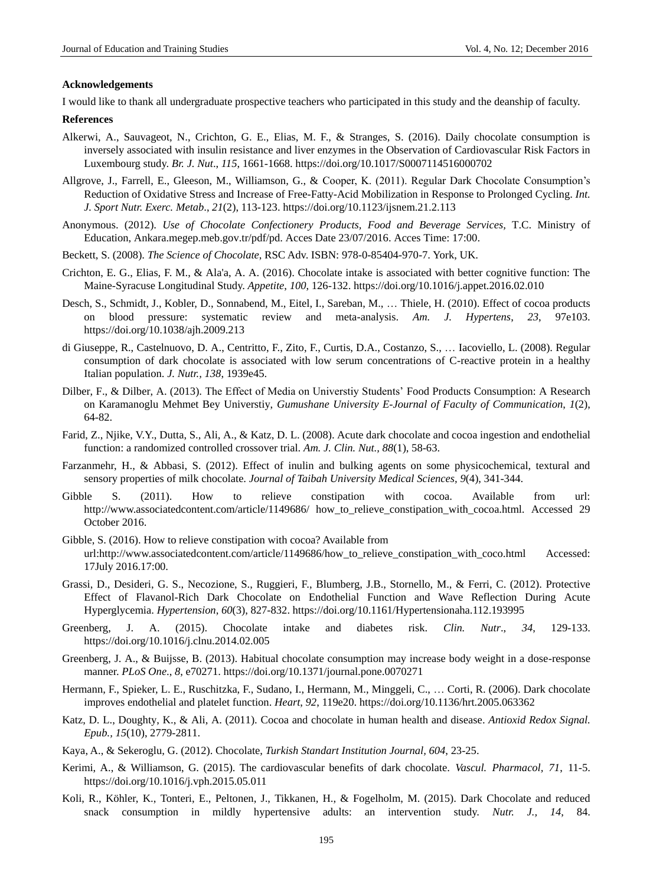**Acknowledgements**

I would like to thank all undergraduate prospective teachers who participated in this study and the deanship of faculty.

**References**

Alkerwi, A., Sauvageot, N., Crichton, G. E., Elias, M. F., & Stranges, S. (2016). Daily chocolate consumption is inversely associated with insulin resistance and liver enzymes in the Observation of Cardiovascular Risk Factors in Luxembourg study. *Br. J. Nut*., *115*, 1661-1668. https://doi.org/10.1017/S0007114516000702

Allgrove, J., Farrell, E., Gleeson, M., Williamson, G., & Cooper, K. (2011). Regular Dark Chocolate Consumption's Reduction of Oxidative Stress and Increase of Free-Fatty-Acid Mobilization in Response to Prolonged Cycling. *Int. J. Sport Nutr. Exerc. Metab*., *21*(2), 113-123. https://doi.org/10.1123/ijsnem.21.2.113

Anonymous. (2012). *Use of Chocolate Confectionery Products, Food and Beverage Services*, T.C. Ministry of Education, Ankara.megep.meb.gov.tr/pdf/pd. Acces Date 23/07/2016. Acces Time: 17:00.

Beckett, S. (2008). *The Science of Chocolate*, RSC Adv. ISBN: 978-0-85404-970-7. York, UK.

Crichton, E. G., Elias, F. M., & Ala'a, A. A. (2016). Chocolate intake is associated with better cognitive function: The Maine-Syracuse Longitudinal Study. *Appetite*, *100*, 126-132. https://doi.org/10.1016/j.appet.2016.02.010

Desch, S., Schmidt, J., Kobler, D., Sonnabend, M., Eitel, I., Sareban, M., … Thiele, H. (2010). Effect of cocoa products on blood pressure: systematic review and meta-analysis. *Am. J. Hypertens*, *23*, 97e103. https://doi.org/10.1038/ajh.2009.213

di Giuseppe, R., Castelnuovo, D. A., Centritto, F., Zito, F., Curtis, D.A., Costanzo, S., … Iacoviello, L. (2008). Regular consumption of dark chocolate is associated with low serum concentrations of C-reactive protein in a healthy Italian population. *J. Nutr., 138*, 1939e45.

Dilber, F., & Dilber, A. (2013). The Effect of Media on Universtiy Students' Food Products Consumption: A Research on Karamanoglu Mehmet Bey Universtiy, *Gumushane University E-Journal of Faculty of Communication*, *1*(2), 64-82.

Farid, Z., Njike, V.Y., Dutta, S., Ali, A., & Katz, D. L. (2008). Acute dark chocolate and cocoa ingestion and endothelial function: a randomized controlled crossover trial. *Am. J. Clin. Nut., 88*(1), 58-63.

Farzanmehr, H., & Abbasi, S. (2012). Effect of inulin and bulking agents on some physicochemical, textural and sensory properties of milk chocolate. *Journal of Taibah University Medical Sciences, 9*(4), 341-344.

Gibble S. (2011). How to relieve constipation with cocoa. Available from url: http://www.associatedcontent.com/article/1149686/ how_to_relieve_constipation_with_cocoa.html. Accessed 29 October 2016.

Gibble, S. (2016). How to relieve constipation with cocoa? Available from url:http://www.associatedcontent.com/article/1149686/how_to_relieve_constipation_with_coco.html Accessed: 17July 2016.17:00.

Grassi, D., Desideri, G. S., Necozione, S., Ruggieri, F., Blumberg, J.B., Stornello, M., & Ferri, C. (2012). Protective Effect of Flavanol-Rich Dark Chocolate on Endothelial Function and Wave Reflection During Acute Hyperglycemia. *Hypertension*, *60*(3), 827-832. https://doi.org/10.1161/Hypertensionaha.112.193995

Greenberg, J. A. (2015). Chocolate intake and diabetes risk. *Clin. Nutr*., *34*, 129-133. https://doi.org/10.1016/j.clnu.2014.02.005

Greenberg, J. A., & Buijsse, B. (2013). Habitual chocolate consumption may increase body weight in a dose-response manner. *PLoS One*., *8*, e70271. https://doi.org/10.1371/journal.pone.0070271

Hermann, F., Spieker, L. E., Ruschitzka, F., Sudano, I., Hermann, M., Minggeli, C., … Corti, R. (2006). Dark chocolate improves endothelial and platelet function. *Heart*, *92*, 119e20. https://doi.org/10.1136/hrt.2005.063362

Katz, D. L., Doughty, K., & Ali, A. (2011). Cocoa and chocolate in human health and disease. *Antioxid Redox Signal. Epub.*, *15*(10), 2779-2811.

Kaya, A., & Sekeroglu, G. (2012). Chocolate, *Turkish Standart Institution Journal, 604*, 23-25.

Kerimi, A., & Williamson, G. (2015). The cardiovascular benefits of dark chocolate. *Vascul. Pharmacol, 71*, 11-5. https://doi.org/10.1016/j.vph.2015.05.011

Koli, R., Köhler, K., Tonteri, E., Peltonen, J., Tikkanen, H., & Fogelholm, M. (2015). Dark Chocolate and reduced snack consumption in mildly hypertensive adults: an intervention study. *Nutr. J., 14*, 84.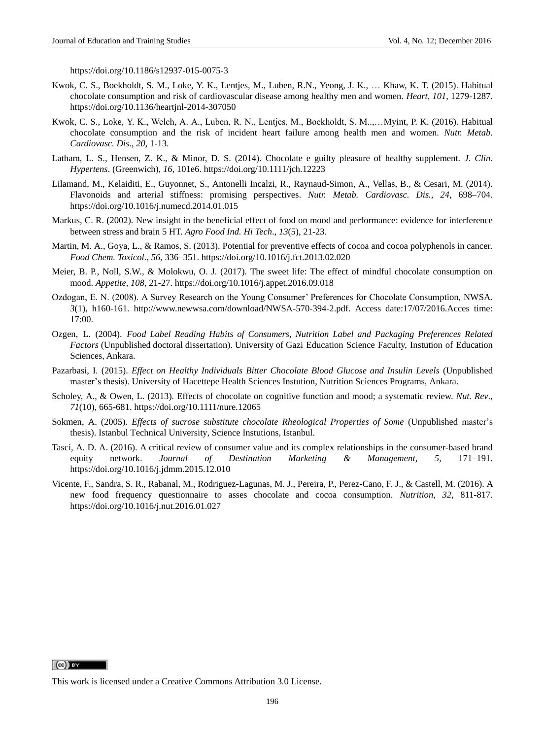https://doi.org/10.1186/s12937-015-0075-3

Kwok, C. S., Boekholdt, S. M., Loke, Y. K., Lentjes, M., Luben, R.N., Yeong, J. K., … Khaw, K. T. (2015). Habitual chocolate consumption and risk of cardiovascular disease among healthy men and women. *Heart, 101*, 1279-1287. https://doi.org/10.1136/heartjnl-2014-307050

Kwok, C. S., Loke, Y. K., Welch, A. A., Luben, R. N., Lentjes, M., Boekholdt, S. M..,…Myint, P. K. (2016). Habitual chocolate consumption and the risk of incident heart failure among health men and women. *Nutr. Metab. Cardiovasc. Dis*., *20*, 1-13.

Latham, L. S., Hensen, Z. K., & Minor, D. S. (2014). Chocolate e guilty pleasure of healthy supplement. *J. Clin. Hypertens*. (Greenwich), *16*, 101e6. https://doi.org/10.1111/jch.12223

Lilamand, M., Kelaiditi, E., Guyonnet, S., Antonelli Incalzi, R., Raynaud-Simon, A., Vellas, B., & Cesari, M. (2014). Flavonoids and arterial stiffness: promising perspectives. *Nutr. Metab. Cardiovasc. Dis., 24*, 698–704. https://doi.org/10.1016/j.numecd.2014.01.015

Markus, C. R. (2002). New insight in the beneficial effect of food on mood and performance: evidence for interference between stress and brain 5 HT. *Agro Food Ind. Hi Tech*., *13*(5), 21-23.

Martin, M. A., Goya, L., & Ramos, S. (2013). Potential for preventive effects of cocoa and cocoa polyphenols in cancer. *Food Chem. Toxicol., 56*, 336–351. https://doi.org/10.1016/j.fct.2013.02.020

Meier, B. P., Noll, S.W., & Molokwu, O. J. (2017). The sweet life: The effect of mindful chocolate consumption on mood. *Appetite*, *108*, 21-27. https://doi.org/10.1016/j.appet.2016.09.018

Ozdogan, E. N. (2008). A Survey Research on the Young Consumer' Preferences for Chocolate Consumption, NWSA. *3*(1), h160-161. http://www.newwsa.com/download/NWSA-570-394-2.pdf. Access date:17/07/2016.Acces time: 17:00.

Ozgen, L. (2004). *Food Label Reading Habits of Consumers, Nutrition Label and Packaging Preferences Related Factors* (Unpublished doctoral dissertation). University of Gazi Education Science Faculty, Instution of Education Sciences, Ankara.

Pazarbasi, I. (2015). *Effect on Healthy Individuals Bitter Chocolate Blood Glucose and Insulin Levels* (Unpublished master's thesis). University of Hacettepe Health Sciences Instution, Nutrition Sciences Programs, Ankara.

Scholey, A., & Owen, L. (2013). Effects of chocolate on cognitive function and mood; a systematic review. *Nut. Rev*., *71*(10), 665-681. https://doi.org/10.1111/nure.12065

Sokmen, A. (2005). *Effects of sucrose substitute chocolate Rheological Properties of Some* (Unpublished master's thesis). Istanbul Technical University, Science Instutions, Istanbul.

Tasci, A. D. A. (2016). A critical review of consumer value and its complex relationships in the consumer-based brand equity network. *Journal of Destination Marketing & Management*, *5*, 171–191. https://doi.org/10.1016/j.jdmm.2015.12.010

Vicente, F., Sandra, S. R., Rabanal, M., Rodriguez-Lagunas, M. J., Pereira, P., Perez-Cano, F. J., & Castell, M. (2016). A new food frequency questionnaire to asses chocolate and cocoa consumption. *Nutrition*, *32*, 811-817. https://doi.org/10.1016/j.nut.2016.01.027

This work is licensed under a Creative Commons Attribution 3.0 License.